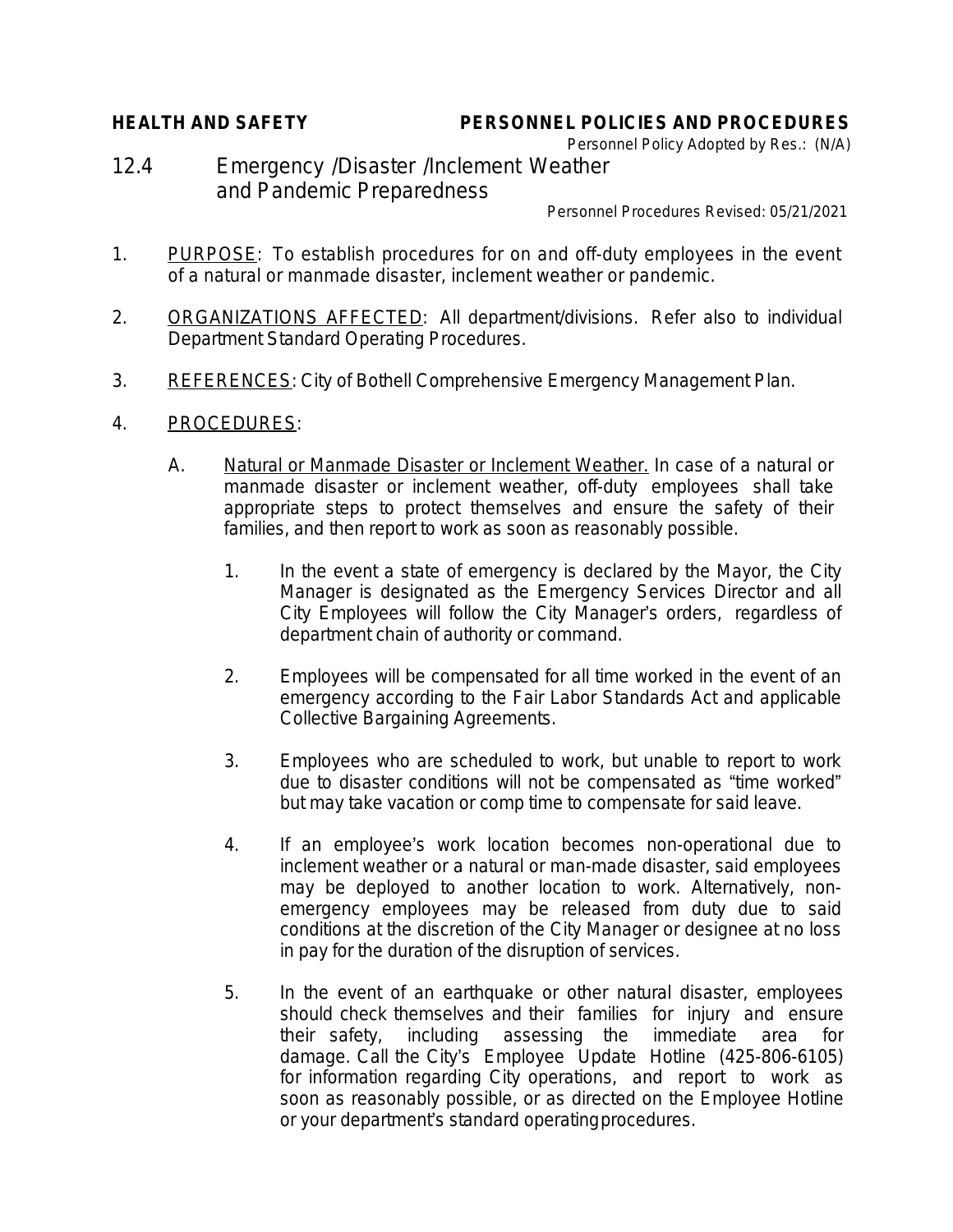**HEALTH AND SAFETY** **PERSONNEL POLICIES AND PROCEDURES**

Personnel Policy Adopted by Res.: (N/A)

# 12.4 Emergency /Disaster /Inclement Weather and Pandemic Preparedness

Personnel Procedures Revised: 05/21/2021

1. PURPOSE: To establish procedures for on and off-duty employees in the event of a natural or manmade disaster, inclement weather or pandemic.

2. ORGANIZATIONS AFFECTED: All department/divisions. Refer also to individual Department Standard Operating Procedures.

3. REFERENCES: City of Bothell Comprehensive Emergency Management Plan.

4. PROCEDURES:

   A. Natural or Manmade Disaster or Inclement Weather. In case of a natural or manmade disaster or inclement weather, off-duty employees shall take appropriate steps to protect themselves and ensure the safety of their families, and then report to work as soon as reasonably possible.

      1. In the event a state of emergency is declared by the Mayor, the City Manager is designated as the Emergency Services Director and all City Employees will follow the City Manager's orders, regardless of department chain of authority or command.

      2. Employees will be compensated for all time worked in the event of an emergency according to the Fair Labor Standards Act and applicable Collective Bargaining Agreements.

      3. Employees who are scheduled to work, but unable to report to work due to disaster conditions will not be compensated as "time worked" but may take vacation or comp time to compensate for said leave.

      4. If an employee's work location becomes non-operational due to inclement weather or a natural or man-made disaster, said employees may be deployed to another location to work. Alternatively, non-emergency employees may be released from duty due to said conditions at the discretion of the City Manager or designee at no loss in pay for the duration of the disruption of services.

      5. In the event of an earthquake or other natural disaster, employees should check themselves and their families for injury and ensure their safety, including assessing the immediate area for damage. Call the City's Employee Update Hotline (425-806-6105) for information regarding City operations, and report to work as soon as reasonably possible, or as directed on the Employee Hotline or your department's standard operating procedures.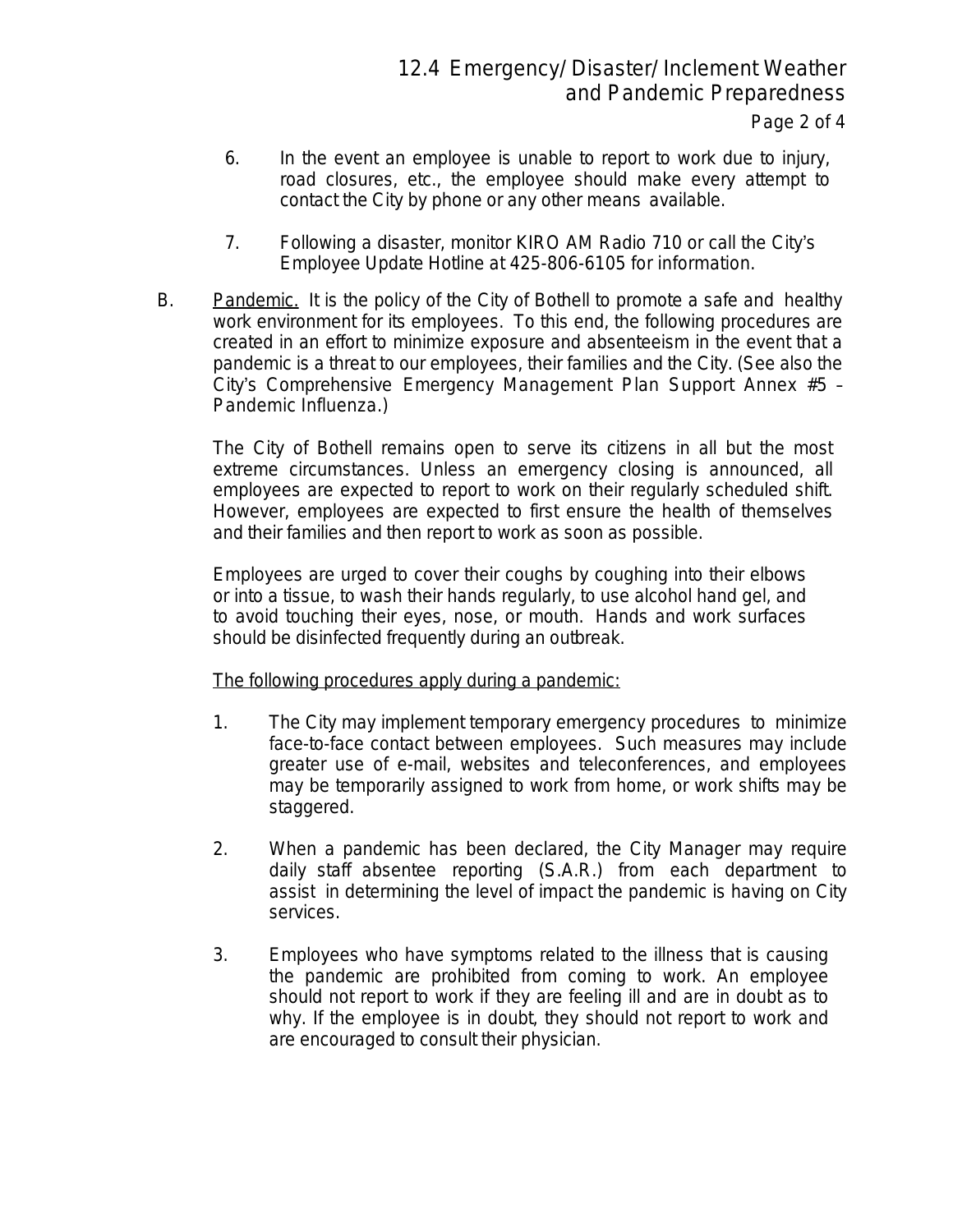6. In the event an employee is unable to report to work due to injury, road closures, etc., the employee should make every attempt to contact the City by phone or any other means available.

7. Following a disaster, monitor KIRO AM Radio 710 or call the City's Employee Update Hotline at 425-806-6105 for information.

B. <u>Pandemic.</u> It is the policy of the City of Bothell to promote a safe and healthy work environment for its employees. To this end, the following procedures are created in an effort to minimize exposure and absenteeism in the event that a pandemic is a threat to our employees, their families and the City. (See also the City's Comprehensive Emergency Management Plan Support Annex #5 – Pandemic Influenza.)

The City of Bothell remains open to serve its citizens in all but the most extreme circumstances. Unless an emergency closing is announced, all employees are expected to report to work on their regularly scheduled shift. However, employees are expected to first ensure the health of themselves and their families and then report to work as soon as possible.

Employees are urged to cover their coughs by coughing into their elbows or into a tissue, to wash their hands regularly, to use alcohol hand gel, and to avoid touching their eyes, nose, or mouth. Hands and work surfaces should be disinfected frequently during an outbreak.

<u>The following procedures apply during a pandemic:</u>

1. The City may implement temporary emergency procedures to minimize face-to-face contact between employees. Such measures may include greater use of e-mail, websites and teleconferences, and employees may be temporarily assigned to work from home, or work shifts may be staggered.

2. When a pandemic has been declared, the City Manager may require daily staff absentee reporting (S.A.R.) from each department to assist in determining the level of impact the pandemic is having on City services.

3. Employees who have symptoms related to the illness that is causing the pandemic are prohibited from coming to work. An employee should not report to work if they are feeling ill and are in doubt as to why. If the employee is in doubt, they should not report to work and are encouraged to consult their physician.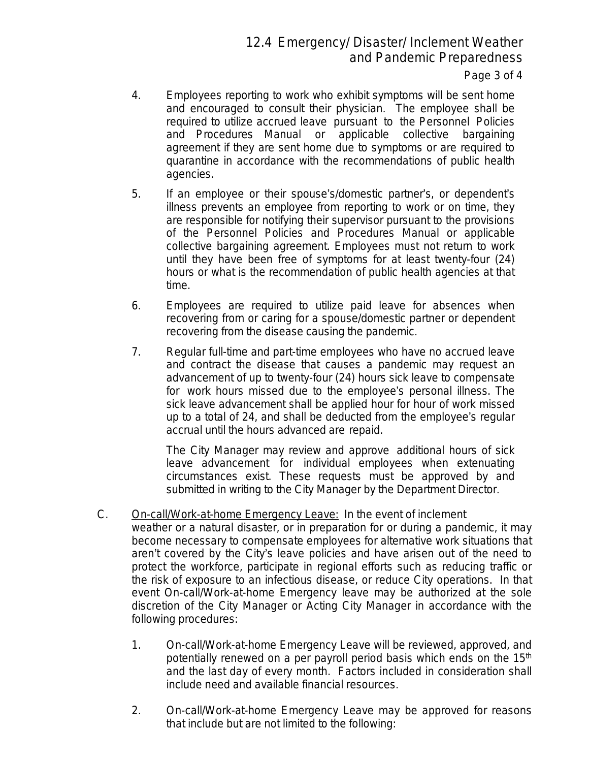4. Employees reporting to work who exhibit symptoms will be sent home and encouraged to consult their physician. The employee shall be required to utilize accrued leave pursuant to the Personnel Policies and Procedures Manual or applicable collective bargaining agreement if they are sent home due to symptoms or are required to quarantine in accordance with the recommendations of public health agencies.

5. If an employee or their spouse's/domestic partner's, or dependent's illness prevents an employee from reporting to work or on time, they are responsible for notifying their supervisor pursuant to the provisions of the Personnel Policies and Procedures Manual or applicable collective bargaining agreement. Employees must not return to work until they have been free of symptoms for at least twenty-four (24) hours or what is the recommendation of public health agencies at that time.

6. Employees are required to utilize paid leave for absences when recovering from or caring for a spouse/domestic partner or dependent recovering from the disease causing the pandemic.

7. Regular full-time and part-time employees who have no accrued leave and contract the disease that causes a pandemic may request an advancement of up to twenty-four (24) hours sick leave to compensate for work hours missed due to the employee's personal illness. The sick leave advancement shall be applied hour for hour of work missed up to a total of 24, and shall be deducted from the employee's regular accrual until the hours advanced are repaid.

   The City Manager may review and approve additional hours of sick leave advancement for individual employees when extenuating circumstances exist. These requests must be approved by and submitted in writing to the City Manager by the Department Director.

C. <u>On-call/Work-at-home Emergency Leave:</u> In the event of inclement weather or a natural disaster, or in preparation for or during a pandemic, it may become necessary to compensate employees for alternative work situations that aren't covered by the City's leave policies and have arisen out of the need to protect the workforce, participate in regional efforts such as reducing traffic or the risk of exposure to an infectious disease, or reduce City operations. In that event On-call/Work-at-home Emergency leave may be authorized at the sole discretion of the City Manager or Acting City Manager in accordance with the following procedures:

   1. On-call/Work-at-home Emergency Leave will be reviewed, approved, and potentially renewed on a per payroll period basis which ends on the 15th and the last day of every month. Factors included in consideration shall include need and available financial resources.

   2. On-call/Work-at-home Emergency Leave may be approved for reasons that include but are not limited to the following: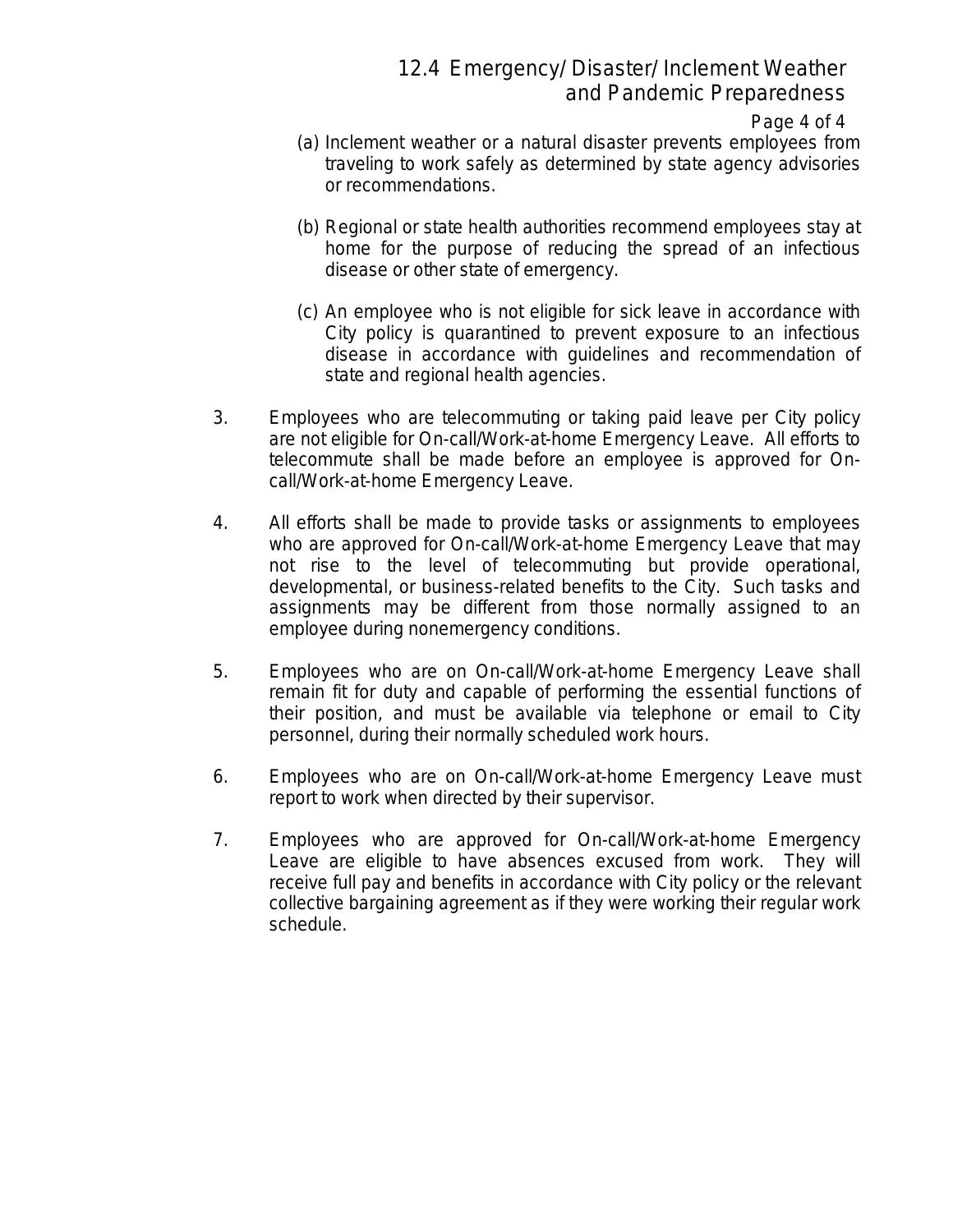(a) Inclement weather or a natural disaster prevents employees from traveling to work safely as determined by state agency advisories or recommendations.

(b) Regional or state health authorities recommend employees stay at home for the purpose of reducing the spread of an infectious disease or other state of emergency.

(c) An employee who is not eligible for sick leave in accordance with City policy is quarantined to prevent exposure to an infectious disease in accordance with guidelines and recommendation of state and regional health agencies.

3. Employees who are telecommuting or taking paid leave per City policy are not eligible for On-call/Work-at-home Emergency Leave. All efforts to telecommute shall be made before an employee is approved for On-call/Work-at-home Emergency Leave.

4. All efforts shall be made to provide tasks or assignments to employees who are approved for On-call/Work-at-home Emergency Leave that may not rise to the level of telecommuting but provide operational, developmental, or business-related benefits to the City. Such tasks and assignments may be different from those normally assigned to an employee during nonemergency conditions.

5. Employees who are on On-call/Work-at-home Emergency Leave shall remain fit for duty and capable of performing the essential functions of their position, and must be available via telephone or email to City personnel, during their normally scheduled work hours.

6. Employees who are on On-call/Work-at-home Emergency Leave must report to work when directed by their supervisor.

7. Employees who are approved for On-call/Work-at-home Emergency Leave are eligible to have absences excused from work. They will receive full pay and benefits in accordance with City policy or the relevant collective bargaining agreement as if they were working their regular work schedule.